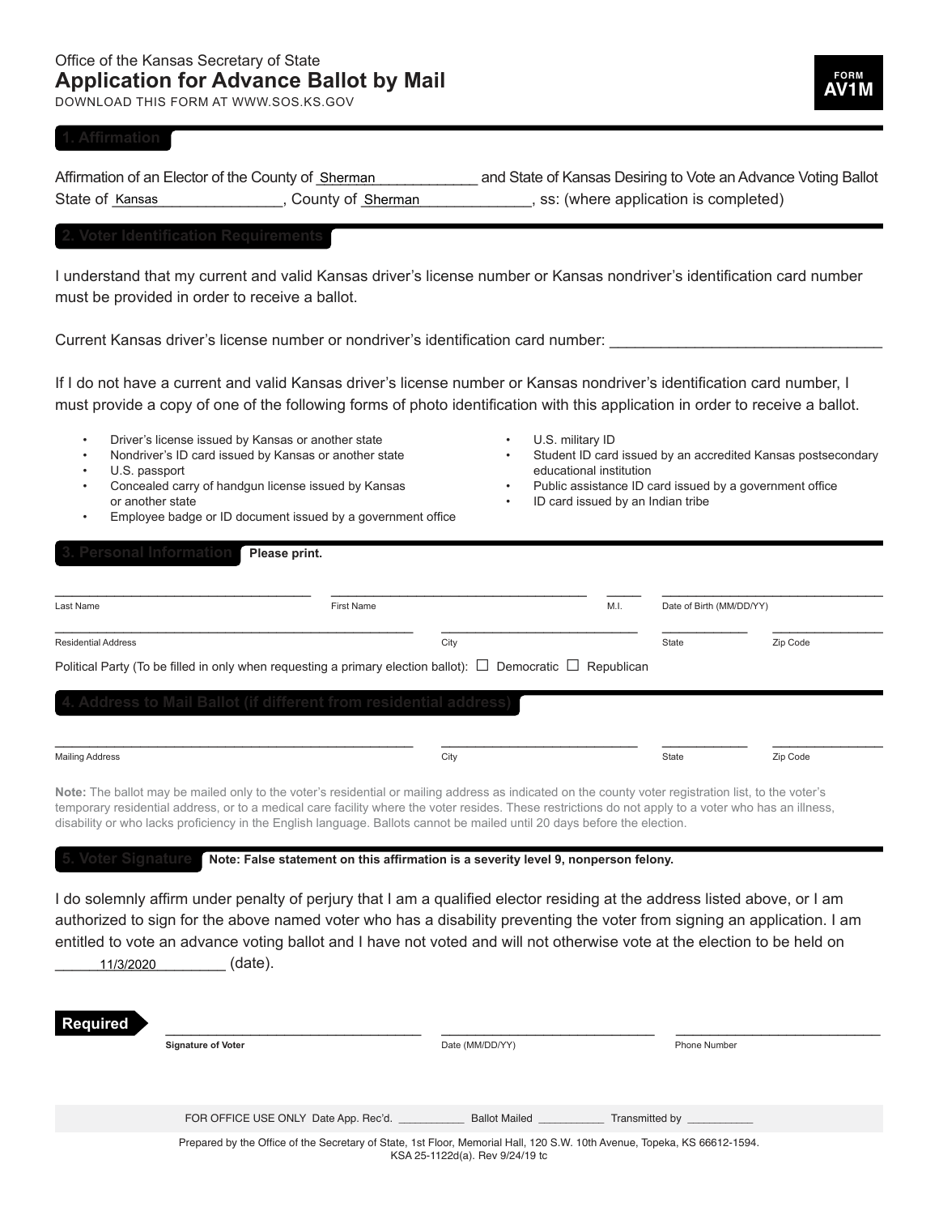Office of the Kansas Secretary of State

# Application for Advance Ballot by Mail

DOWNLOAD THIS FORM AT WWW.SOS.KS.GOV

**FORM AV1M**

## 1. Affirmation

Affirmation of an Elector of the County of Sherman and State of Kansas Desiring to Vote an Advance Voting Ballot
State of Kansas, County of Sherman, ss: (where application is completed)

## 2. Voter Identification Requirements

I understand that my current and valid Kansas driver's license number or Kansas nondriver's identification card number must be provided in order to receive a ballot.

Current Kansas driver's license number or nondriver's identification card number: ________________________________

If I do not have a current and valid Kansas driver's license number or Kansas nondriver's identification card number, I must provide a copy of one of the following forms of photo identification with this application in order to receive a ballot.

- Driver's license issued by Kansas or another state
- Nondriver's ID card issued by Kansas or another state
- U.S. passport
- Concealed carry of handgun license issued by Kansas or another state
- Employee badge or ID document issued by a government office
- U.S. military ID
- Student ID card issued by an accredited Kansas postsecondary educational institution
- Public assistance ID card issued by a government office
- ID card issued by an Indian tribe

## 3. Personal Information

**Please print.**

| Last Name | First Name | M.I. | Date of Birth (MM/DD/YY) |
|---|---|---|---|
| | | | |

| Residential Address | City | State | Zip Code |
|---|---|---|---|
| | | | |

Political Party (To be filled in only when requesting a primary election ballot): ☐ Democratic ☐ Republican

## 4. Address to Mail Ballot (if different from residential address)

| Mailing Address | City | State | Zip Code |
|---|---|---|---|
| | | | |

**Note:** The ballot may be mailed only to the voter's residential or mailing address as indicated on the county voter registration list, to the voter's temporary residential address, or to a medical care facility where the voter resides. These restrictions do not apply to a voter who has an illness, disability or who lacks proficiency in the English language. Ballots cannot be mailed until 20 days before the election.

## 5. Voter Signature

**Note: False statement on this affirmation is a severity level 9, nonperson felony.**

I do solemnly affirm under penalty of perjury that I am a qualified elector residing at the address listed above, or I am authorized to sign for the above named voter who has a disability preventing the voter from signing an application. I am entitled to vote an advance voting ballot and I have not voted and will not otherwise vote at the election to be held on 11/3/2020 (date).

**Required**

| Signature of Voter | Date (MM/DD/YY) | Phone Number |
|---|---|---|
| | | |

FOR OFFICE USE ONLY Date App. Rec'd. ___________ Ballot Mailed ___________ Transmitted by ___________

Prepared by the Office of the Secretary of State, 1st Floor, Memorial Hall, 120 S.W. 10th Avenue, Topeka, KS 66612-1594.
KSA 25-1122d(a). Rev 9/24/19 tc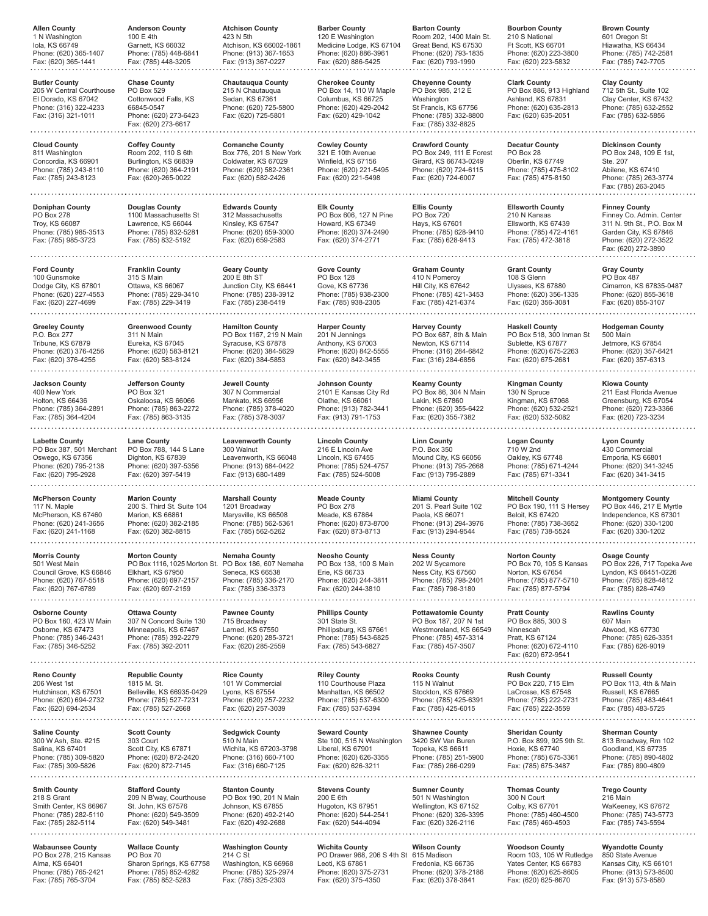**Allen County**
1 N Washington
Iola, KS 66749
Phone: (620) 365-1407
Fax: (620) 365-1441

**Anderson County**
100 E 4th
Garnett, KS 66032
Phone: (785) 448-6841
Fax: (785) 448-3205

**Atchison County**
423 N 5th
Atchison, KS 66002-1861
Phone: (913) 367-1653
Fax: (913) 367-0227

**Barber County**
120 E Washington
Medicine Lodge, KS 67104
Phone: (620) 886-3961
Fax: (620) 886-5425

**Barton County**
Room 202, 1400 Main St.
Great Bend, KS 67530
Phone: (620) 793-1835
Fax: (620) 793-1990

**Bourbon County**
210 S National
Ft Scott, KS 66701
Phone: (620) 223-3800
Fax: (620) 223-5832

**Brown County**
601 Oregon St
Hiawatha, KS 66434
Phone: (785) 742-2581
Fax: (785) 742-7705

**Butler County**
205 W Central Courthouse
El Dorado, KS 67042
Phone: (316) 322-4233
Fax: (316) 321-1011

**Chase County**
PO Box 529
Cottonwood Falls, KS 66845-0547
Phone: (620) 273-6423
Fax: (620) 273-6617

**Chautauqua County**
215 N Chautauqua
Sedan, KS 67361
Phone: (620) 725-5800
Fax: (620) 725-5801

**Cherokee County**
PO Box 14, 110 W Maple
Columbus, KS 66725
Phone: (620) 429-2042
Fax: (620) 429-1042

**Cheyenne County**
PO Box 985, 212 E Washington
St Francis, KS 67756
Phone: (785) 332-8800
Fax: (785) 332-8825

**Clark County**
PO Box 886, 913 Highland
Ashland, KS 67831
Phone: (620) 635-2813
Fax: (620) 635-2051

**Clay County**
712 5th St., Suite 102
Clay Center, KS 67432
Phone: (785) 632-2552
Fax: (785) 632-5856

**Cloud County**
811 Washington
Concordia, KS 66901
Phone: (785) 243-8110
Fax: (785) 243-8123

**Coffey County**
Room 202, 110 S 6th
Burlington, KS 66839
Phone: (620) 364-2191
Fax: (620)-265-0022

**Comanche County**
Box 776, 201 S New York
Coldwater, KS 67029
Phone: (620) 582-2361
Fax: (620) 582-2426

**Cowley County**
321 E 10th Avenue
Winfield, KS 67156
Phone: (620) 221-5495
Fax: (620) 221-5498

**Crawford County**
PO Box 249, 111 E Forest
Girard, KS 66743-0249
Phone: (620) 724-6115
Fax: (620) 724-6007

**Decatur County**
PO Box 28
Oberlin, KS 67749
Phone: (785) 475-8102
Fax: (785) 475-8150

**Dickinson County**
PO Box 248, 109 E 1st, Ste. 207
Abilene, KS 67410
Phone: (785) 263-3774
Fax: (785) 263-2045

**Doniphan County**
PO Box 278
Troy, KS 66087
Phone: (785) 985-3513
Fax: (785) 985-3723

**Douglas County**
1100 Massachusetts St
Lawrence, KS 66044
Phone: (785) 832-5281
Fax: (785) 832-5192

**Edwards County**
312 Massachusetts
Kinsley, KS 67547
Phone: (620) 659-3000
Fax: (620) 659-2583

**Elk County**
PO Box 606, 127 N Pine
Howard, KS 67349
Phone: (620) 374-2490
Fax: (620) 374-2771

**Ellis County**
PO Box 720
Hays, KS 67601
Phone: (785) 628-9410
Fax: (785) 628-9413

**Ellsworth County**
210 N Kansas
Ellsworth, KS 67439
Phone: (785) 472-4161
Fax: (785) 472-3818

**Finney County**
Finney Co. Admin. Center
311 N. 9th St., P.O. Box M
Garden City, KS 67846
Phone: (620) 272-3522
Fax: (620) 272-3890

**Ford County**
100 Gunsmoke
Dodge City, KS 67801
Phone: (620) 227-4553
Fax: (620) 227-4699

**Franklin County**
315 S Main
Ottawa, KS 66067
Phone: (785) 229-3410
Fax: (785) 229-3419

**Geary County**
200 E 8th ST
Junction City, KS 66441
Phone: (785) 238-3912
Fax: (785) 238-5419

**Gove County**
PO Box 128
Gove, KS 67736
Phone: (785) 938-2300
Fax: (785) 938-2305

**Graham County**
410 N Pomeroy
Hill City, KS 67642
Phone: (785) 421-3453
Fax: (785) 421-6374

**Grant County**
108 S Glenn
Ulysses, KS 67880
Phone: (620) 356-1335
Fax: (620) 356-3081

**Gray County**
PO Box 487
Cimarron, KS 67835-0487
Phone: (620) 855-3618
Fax: (620) 855-3107

**Greeley County**
P.O. Box 277
Tribune, KS 67879
Phone: (620) 376-4256
Fax: (620) 376-4255

**Greenwood County**
311 N Main
Eureka, KS 67045
Phone: (620) 583-8121
Fax: (620) 583-8124

**Hamilton County**
PO Box 1167, 219 N Main
Syracuse, KS 67878
Phone: (620) 384-5629
Fax: (620) 384-5853

**Harper County**
201 N Jennings
Anthony, KS 67003
Phone: (620) 842-5555
Fax: (620) 842-3455

**Harvey County**
PO Box 687, 8th & Main
Newton, KS 67114
Phone: (316) 284-6842
Fax: (316) 284-6856

**Haskell County**
PO Box 518, 300 Inman St
Sublette, KS 67877
Phone: (620) 675-2263
Fax: (620) 675-2681

**Hodgeman County**
500 Main
Jetmore, KS 67854
Phone: (620) 357-6421
Fax: (620) 357-6313

**Jackson County**
400 New York
Holton, KS 66436
Phone: (785) 364-2891
Fax: (785) 364-4204

**Jefferson County**
PO Box 321
Oskaloosa, KS 66066
Phone: (785) 863-2272
Fax: (785) 863-3135

**Jewell County**
307 N Commercial
Mankato, KS 66956
Phone: (785) 378-4020
Fax: (785) 378-3037

**Johnson County**
2101 E Kansas City Rd
Olathe, KS 66061
Phone: (913) 782-3441
Fax: (913) 791-1753

**Kearny County**
PO Box 86, 304 N Main
Lakin, KS 67860
Phone: (620) 355-6422
Fax: (620) 355-7382

**Kingman County**
130 N Spruce
Kingman, KS 67068
Phone: (620) 532-2521
Fax: (620) 532-5082

**Kiowa County**
211 East Florida Avenue
Greensburg, KS 67054
Phone: (620) 723-3366
Fax: (620) 723-3234

**Labette County**
PO Box 387, 501 Merchant
Oswego, KS 67356
Phone: (620) 795-2138
Fax: (620) 795-2928

**Lane County**
PO Box 788, 144 S Lane
Dighton, KS 67839
Phone: (620) 397-5356
Fax: (620) 397-5419

**Leavenworth County**
300 Walnut
Leavenworth, KS 66048
Phone: (913) 684-0422
Fax: (913) 680-1489

**Lincoln County**
216 E Lincoln Ave
Lincoln, KS 67455
Phone: (785) 524-4757
Fax: (785) 524-5008

**Linn County**
P.O. Box 350
Mound City, KS 66056
Phone: (913) 795-2668
Fax: (913) 795-2889

**Logan County**
710 W 2nd
Oakley, KS 67748
Phone: (785) 671-4244
Fax: (785) 671-3341

**Lyon County**
430 Commercial
Emporia, KS 66801
Phone: (620) 341-3245
Fax: (620) 341-3415

**McPherson County**
117 N. Maple
McPherson, KS 67460
Phone: (620) 241-3656
Fax: (620) 241-1168

**Marion County**
200 S. Third St. Suite 104
Marion, KS 66861
Phone: (620) 382-2185
Fax: (620) 382-8815

**Marshall County**
1201 Broadway
Marysville, KS 66508
Phone: (785) 562-5361
Fax: (785) 562-5262

**Meade County**
PO Box 278
Meade, KS 67864
Phone: (620) 873-8700
Fax: (620) 873-8713

**Miami County**
201 S. Pearl Suite 102
Paola, KS 66071
Phone: (913) 294-3976
Fax: (913) 294-9544

**Mitchell County**
PO Box 190, 111 S Hersey
Beloit, KS 67420
Phone: (785) 738-3652
Fax: (785) 738-5524

**Montgomery County**
PO Box 446, 217 E Myrtle
Independence, KS 67301
Phone: (620) 330-1200
Fax: (620) 330-1202

**Morris County**
501 West Main
Council Grove, KS 66846
Phone: (620) 767-5518
Fax: (620) 767-6789

**Morton County**
PO Box 1116, 1025 Morton St.
Elkhart, KS 67950
Phone: (620) 697-2157
Fax: (620) 697-2159

**Nemaha County**
PO Box 186, 607 Nemaha
Seneca, KS 66538
Phone: (785) 336-2170
Fax: (785) 336-3373

**Neosho County**
PO Box 138, 100 S Main
Erie, KS 66733
Phone: (620) 244-3811
Fax: (620) 244-3810

**Ness County**
202 W Sycamore
Ness City, KS 67560
Phone: (785) 798-2401
Fax: (785) 798-3180

**Norton County**
PO Box 70, 105 S Kansas
Norton, KS 67654
Phone: (785) 877-5710
Fax: (785) 877-5794

**Osage County**
PO Box 226, 717 Topeka Ave
Lyndon, KS 66451-0226
Phone: (785) 828-4812
Fax: (785) 828-4749

**Osborne County**
PO Box 160, 423 W Main
Osborne, KS 67473
Phone: (785) 346-2431
Fax: (785) 346-5252

**Ottawa County**
307 N Concord Suite 130
Minneapolis, KS 67467
Phone: (785) 392-2279
Fax: (785) 392-2011

**Pawnee County**
715 Broadway
Larned, KS 67550
Phone: (620) 285-3721
Fax: (620) 285-2559

**Phillips County**
301 State St.
Phillipsburg, KS 67661
Phone: (785) 543-6825
Fax: (785) 543-6827

**Pottawatomie County**
PO Box 187, 207 N 1st
Westmoreland, KS 66549
Phone: (785) 457-3314
Fax: (785) 457-3507

**Pratt County**
PO Box 885, 300 S Ninnescah
Pratt, KS 67124
Phone: (620) 672-4110
Fax: (620) 672-9541

**Rawlins County**
607 Main
Atwood, KS 67730
Phone: (785) 626-3351
Fax: (785) 626-9019

**Reno County**
206 West 1st
Hutchinson, KS 67501
Phone: (620) 694-2732
Fax: (620) 694-2534

**Republic County**
1815 M. St.
Belleville, KS 66935-0429
Phone: (785) 527-7231
Fax: (785) 527-2668

**Rice County**
101 W Commercial
Lyons, KS 67554
Phone: (620) 257-2232
Fax: (620) 257-3039

**Riley County**
110 Courthouse Plaza
Manhattan, KS 66502
Phone: (785) 537-6300
Fax: (785) 537-6394

**Rooks County**
115 N Walnut
Stockton, KS 67669
Phone: (785) 425-6391
Fax: (785) 425-6015

**Rush County**
PO Box 220, 715 Elm
LaCrosse, KS 67548
Phone: (785) 222-2731
Fax: (785) 222-3559

**Russell County**
PO Box 113, 4th & Main
Russell, KS 67665
Phone: (785) 483-4641
Fax: (785) 483-5725

**Saline County**
300 W Ash, Ste. #215
Salina, KS 67401
Phone: (785) 309-5820
Fax: (785) 309-5826

**Scott County**
303 Court
Scott City, KS 67871
Phone: (620) 872-2420
Fax: (620) 872-7145

**Sedgwick County**
510 N Main
Wichita, KS 67203-3798
Phone: (316) 660-7100
Fax: (316) 660-7125

**Seward County**
Ste 100, 515 N Washington
Liberal, KS 67901
Phone: (620) 626-3355
Fax: (620) 626-3211

**Shawnee County**
3420 SW Van Buren
Topeka, KS 66611
Phone: (785) 251-5900
Fax: (785) 266-0299

**Sheridan County**
P.O. Box 899, 925 9th St.
Hoxie, KS 67740
Phone: (785) 675-3361
Fax: (785) 675-3487

**Sherman County**
813 Broadway, Rm 102
Goodland, KS 67735
Phone: (785) 890-4802
Fax: (785) 890-4809

**Smith County**
218 S Grant
Smith Center, KS 66967
Phone: (785) 282-5110
Fax: (785) 282-5114

**Stafford County**
209 N B'way, Courthouse
St. John, KS 67576
Phone: (620) 549-3509
Fax: (620) 549-3481

**Stanton County**
PO Box 190, 201 N Main
Johnson, KS 67855
Phone: (620) 492-2140
Fax: (620) 492-2688

**Stevens County**
200 E 6th
Hugoton, KS 67951
Phone: (620) 544-2541
Fax: (620) 544-4094

**Sumner County**
501 N Washington
Wellington, KS 67152
Phone: (620) 326-3395
Fax: (620) 326-2116

**Thomas County**
300 N Court
Colby, KS 67701
Phone: (785) 460-4500
Fax: (785) 460-4503

**Trego County**
216 Main
WaKeeney, KS 67672
Phone: (785) 743-5773
Fax: (785) 743-5594

**Wabaunsee County**
PO Box 278, 215 Kansas
Alma, KS 66401
Phone: (785) 765-2421
Fax: (785) 765-3704

**Wallace County**
PO Box 70
Sharon Springs, KS 67758
Phone: (785) 852-4282
Fax: (785) 852-5283

**Washington County**
214 C St
Washington, KS 66968
Phone: (785) 325-2974
Fax: (785) 325-2303

**Wichita County**
PO Drawer 968, 206 S 4th St
Leoti, KS 67861
Phone: (620) 375-2731
Fax: (620) 375-4350

**Wilson County**
615 Madison
Fredonia, KS 66736
Phone: (620) 378-2186
Fax: (620) 378-3841

**Woodson County**
Room 103, 105 W Rutledge
Yates Center, KS 66783
Phone: (620) 625-8605
Fax: (620) 625-8670

**Wyandotte County**
850 State Avenue
Kansas City, KS 66101
Phone: (913) 573-8500
Fax: (913) 573-8580